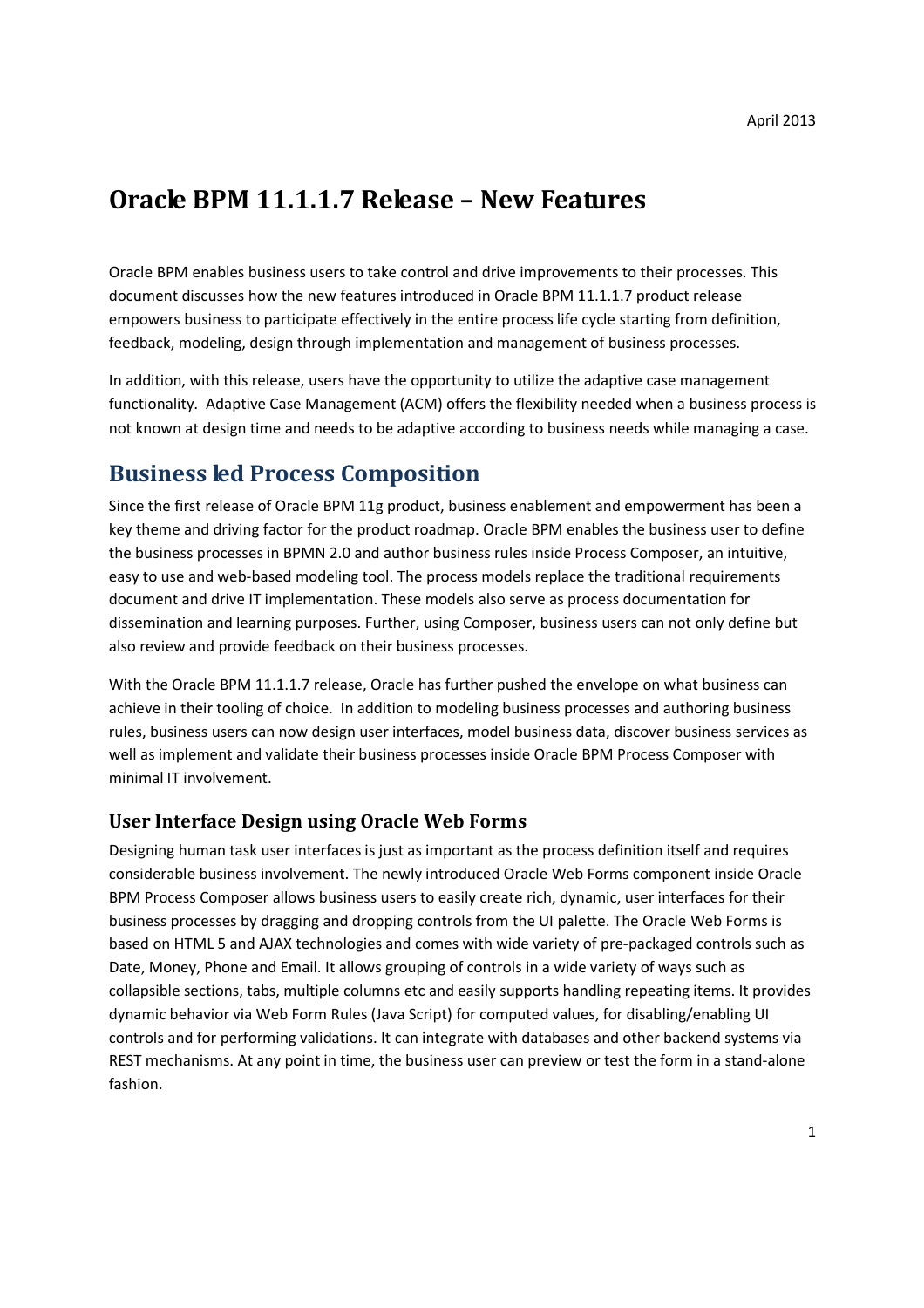April 2013

# Oracle BPM 11.1.1.7 Release – New Features

Oracle BPM enables business users to take control and drive improvements to their processes. This document discusses how the new features introduced in Oracle BPM 11.1.1.7 product release empowers business to participate effectively in the entire process life cycle starting from definition, feedback, modeling, design through implementation and management of business processes.

In addition, with this release, users have the opportunity to utilize the adaptive case management functionality. Adaptive Case Management (ACM) offers the flexibility needed when a business process is not known at design time and needs to be adaptive according to business needs while managing a case.

## Business led Process Composition

Since the first release of Oracle BPM 11g product, business enablement and empowerment has been a key theme and driving factor for the product roadmap. Oracle BPM enables the business user to define the business processes in BPMN 2.0 and author business rules inside Process Composer, an intuitive, easy to use and web-based modeling tool. The process models replace the traditional requirements document and drive IT implementation. These models also serve as process documentation for dissemination and learning purposes. Further, using Composer, business users can not only define but also review and provide feedback on their business processes.

With the Oracle BPM 11.1.1.7 release, Oracle has further pushed the envelope on what business can achieve in their tooling of choice. In addition to modeling business processes and authoring business rules, business users can now design user interfaces, model business data, discover business services as well as implement and validate their business processes inside Oracle BPM Process Composer with minimal IT involvement.

### User Interface Design using Oracle Web Forms

Designing human task user interfaces is just as important as the process definition itself and requires considerable business involvement. The newly introduced Oracle Web Forms component inside Oracle BPM Process Composer allows business users to easily create rich, dynamic, user interfaces for their business processes by dragging and dropping controls from the UI palette. The Oracle Web Forms is based on HTML 5 and AJAX technologies and comes with wide variety of pre-packaged controls such as Date, Money, Phone and Email. It allows grouping of controls in a wide variety of ways such as collapsible sections, tabs, multiple columns etc and easily supports handling repeating items. It provides dynamic behavior via Web Form Rules (Java Script) for computed values, for disabling/enabling UI controls and for performing validations. It can integrate with databases and other backend systems via REST mechanisms. At any point in time, the business user can preview or test the form in a stand-alone fashion.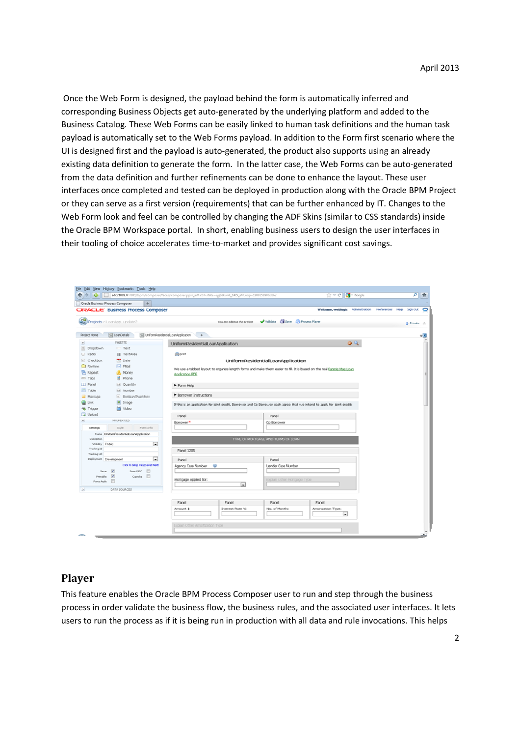Once the Web Form is designed, the payload behind the form is automatically inferred and corresponding Business Objects get auto-generated by the underlying platform and added to the Business Catalog. These Web Forms can be easily linked to human task definitions and the human task payload is automatically set to the Web Forms payload. In addition to the Form first scenario where the UI is designed first and the payload is auto-generated, the product also supports using an already existing data definition to generate the form. In the latter case, the Web Forms can be auto-generated from the data definition and further refinements can be done to enhance the layout. These user interfaces once completed and tested can be deployed in production along with the Oracle BPM Project or they can serve as a first version (requirements) that can be further enhanced by IT. Changes to the Web Form look and feel can be controlled by changing the ADF Skins (similar to CSS standards) inside the Oracle BPM Workspace portal. In short, enabling business users to design the user interfaces in their tooling of choice accelerates time-to-market and provides significant cost savings.

## Player

This feature enables the Oracle BPM Process Composer user to run and step through the business process in order validate the business flow, the business rules, and the associated user interfaces. It lets users to run the process as if it is being run in production with all data and rule invocations. This helps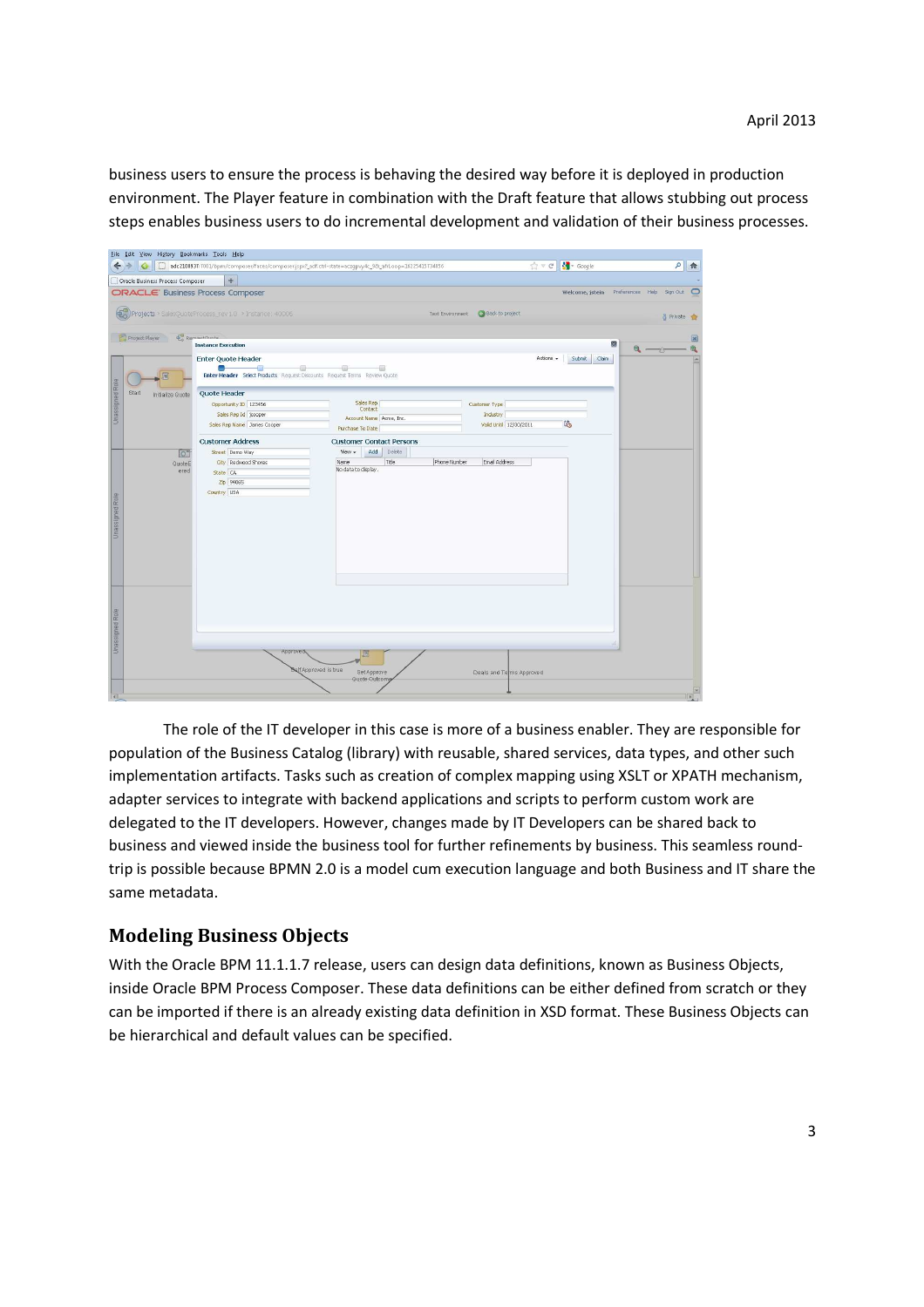business users to ensure the process is behaving the desired way before it is deployed in production environment. The Player feature in combination with the Draft feature that allows stubbing out process steps enables business users to do incremental development and validation of their business processes.

The role of the IT developer in this case is more of a business enabler. They are responsible for population of the Business Catalog (library) with reusable, shared services, data types, and other such implementation artifacts. Tasks such as creation of complex mapping using XSLT or XPATH mechanism, adapter services to integrate with backend applications and scripts to perform custom work are delegated to the IT developers. However, changes made by IT Developers can be shared back to business and viewed inside the business tool for further refinements by business. This seamless round-trip is possible because BPMN 2.0 is a model cum execution language and both Business and IT share the same metadata.

## Modeling Business Objects

With the Oracle BPM 11.1.1.7 release, users can design data definitions, known as Business Objects, inside Oracle BPM Process Composer. These data definitions can be either defined from scratch or they can be imported if there is an already existing data definition in XSD format. These Business Objects can be hierarchical and default values can be specified.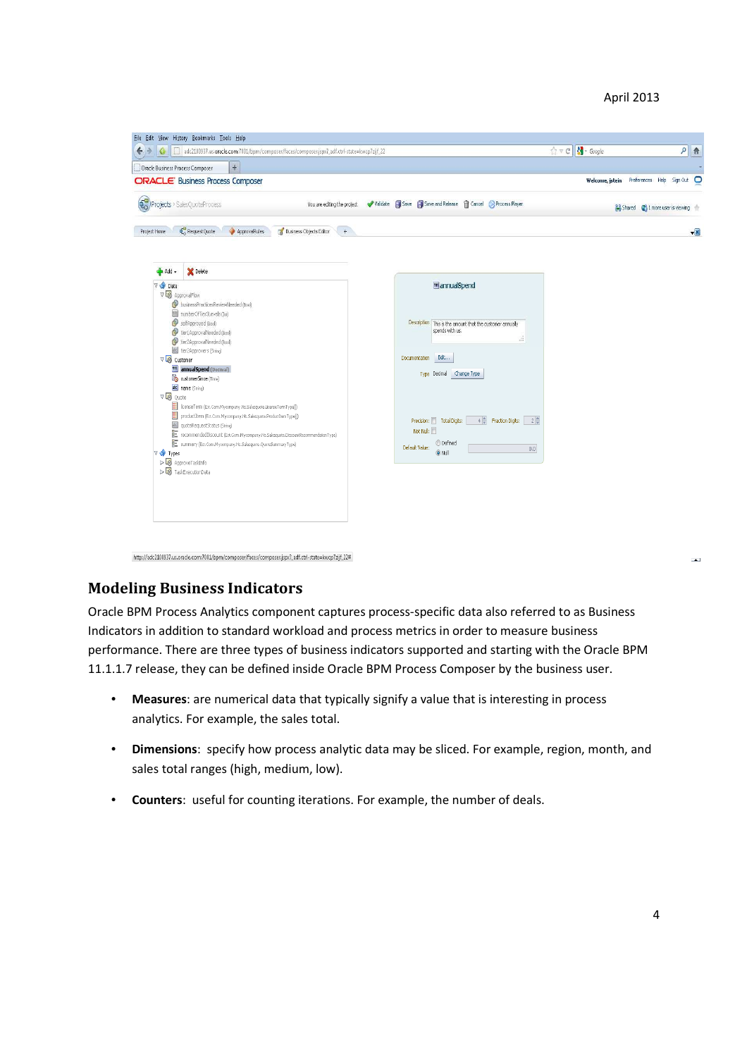## Modeling Business Indicators

Oracle BPM Process Analytics component captures process-specific data also referred to as Business Indicators in addition to standard workload and process metrics in order to measure business performance. There are three types of business indicators supported and starting with the Oracle BPM 11.1.1.7 release, they can be defined inside Oracle BPM Process Composer by the business user.

- **Measures**: are numerical data that typically signify a value that is interesting in process analytics. For example, the sales total.
- **Dimensions**: specify how process analytic data may be sliced. For example, region, month, and sales total ranges (high, medium, low).
- **Counters**: useful for counting iterations. For example, the number of deals.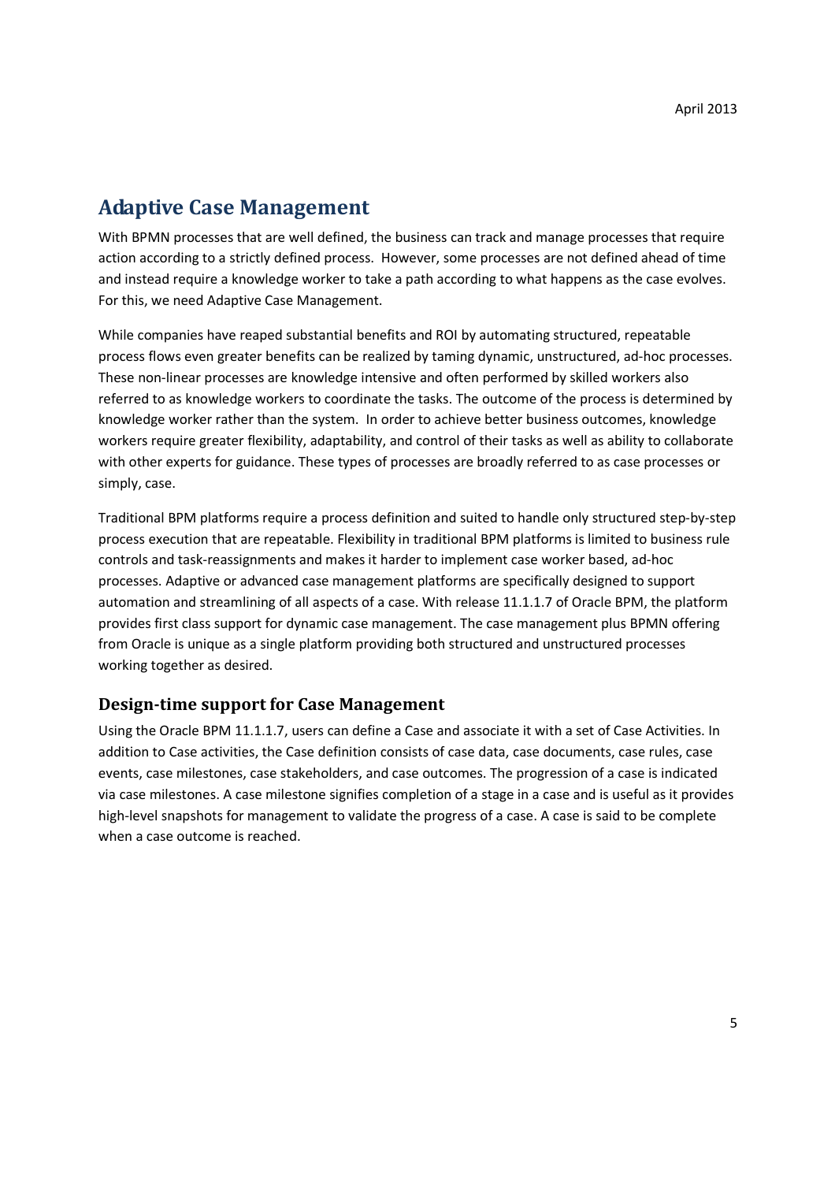## Adaptive Case Management

With BPMN processes that are well defined, the business can track and manage processes that require action according to a strictly defined process. However, some processes are not defined ahead of time and instead require a knowledge worker to take a path according to what happens as the case evolves. For this, we need Adaptive Case Management.

While companies have reaped substantial benefits and ROI by automating structured, repeatable process flows even greater benefits can be realized by taming dynamic, unstructured, ad-hoc processes. These non-linear processes are knowledge intensive and often performed by skilled workers also referred to as knowledge workers to coordinate the tasks. The outcome of the process is determined by knowledge worker rather than the system. In order to achieve better business outcomes, knowledge workers require greater flexibility, adaptability, and control of their tasks as well as ability to collaborate with other experts for guidance. These types of processes are broadly referred to as case processes or simply, case.

Traditional BPM platforms require a process definition and suited to handle only structured step-by-step process execution that are repeatable. Flexibility in traditional BPM platforms is limited to business rule controls and task-reassignments and makes it harder to implement case worker based, ad-hoc processes. Adaptive or advanced case management platforms are specifically designed to support automation and streamlining of all aspects of a case. With release 11.1.1.7 of Oracle BPM, the platform provides first class support for dynamic case management. The case management plus BPMN offering from Oracle is unique as a single platform providing both structured and unstructured processes working together as desired.

### Design-time support for Case Management

Using the Oracle BPM 11.1.1.7, users can define a Case and associate it with a set of Case Activities. In addition to Case activities, the Case definition consists of case data, case documents, case rules, case events, case milestones, case stakeholders, and case outcomes. The progression of a case is indicated via case milestones. A case milestone signifies completion of a stage in a case and is useful as it provides high-level snapshots for management to validate the progress of a case. A case is said to be complete when a case outcome is reached.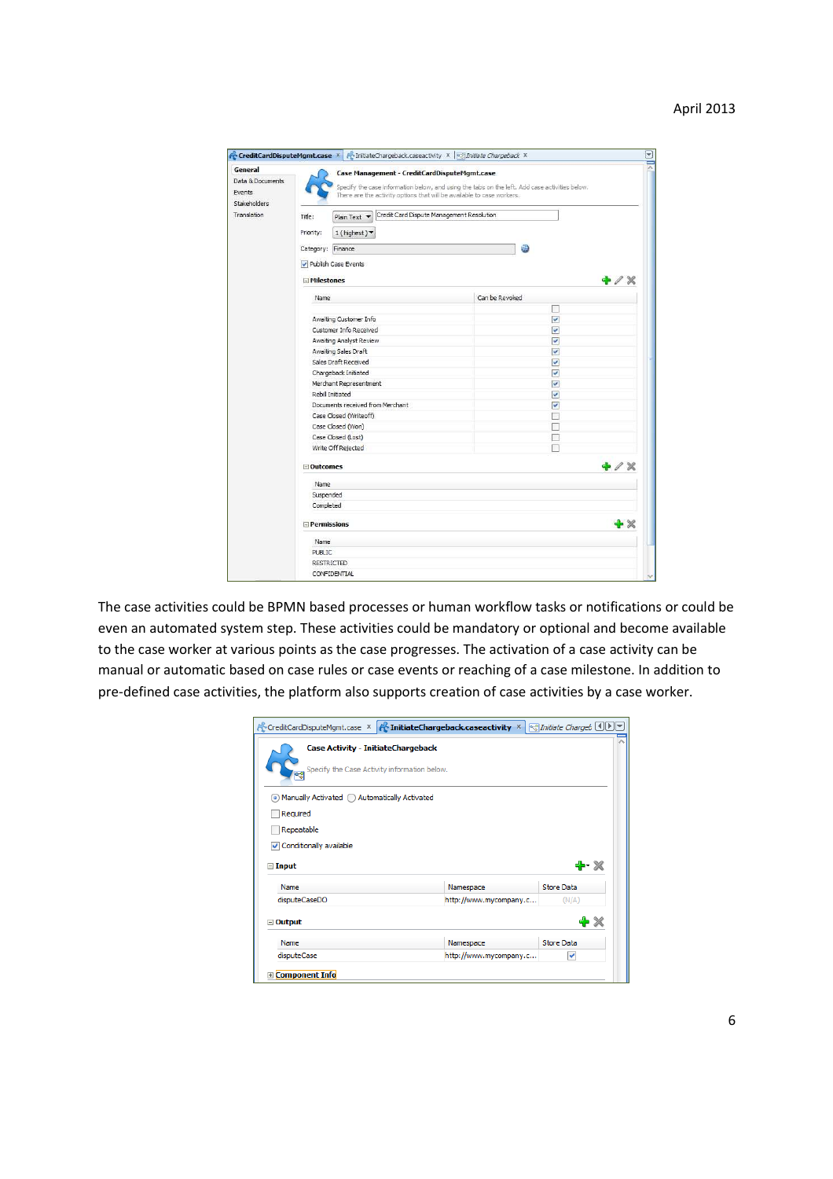The case activities could be BPMN based processes or human workflow tasks or notifications or could be even an automated system step. These activities could be mandatory or optional and become available to the case worker at various points as the case progresses. The activation of a case activity can be manual or automatic based on case rules or case events or reaching of a case milestone. In addition to pre-defined case activities, the platform also supports creation of case activities by a case worker.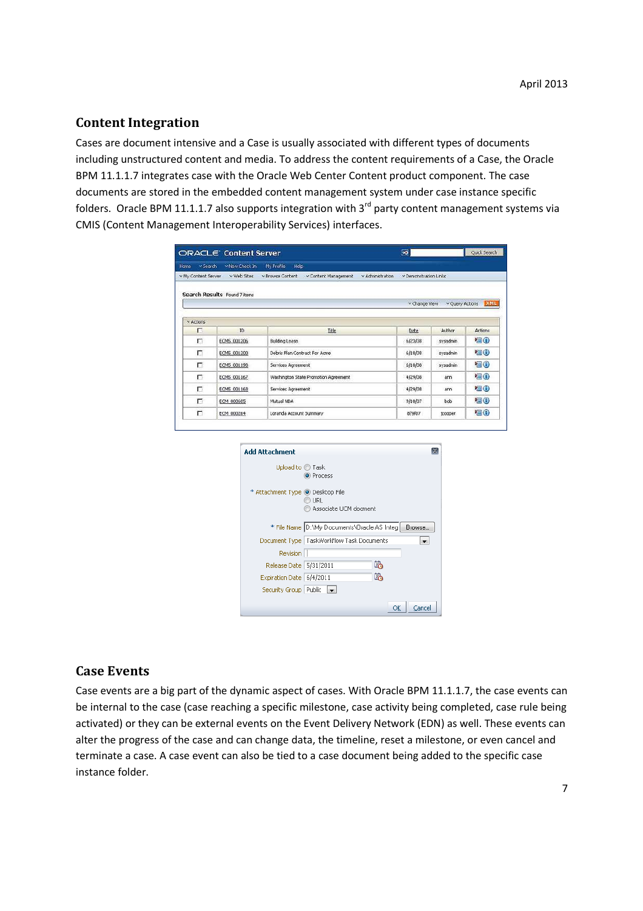## Content Integration

Cases are document intensive and a Case is usually associated with different types of documents including unstructured content and media. To address the content requirements of a Case, the Oracle BPM 11.1.1.7 integrates case with the Oracle Web Center Content product component. The case documents are stored in the embedded content management system under case instance specific folders. Oracle BPM 11.1.1.7 also supports integration with 3rd party content management systems via CMIS (Content Management Interoperability Services) interfaces.

## Case Events

Case events are a big part of the dynamic aspect of cases. With Oracle BPM 11.1.1.7, the case events can be internal to the case (case reaching a specific milestone, case activity being completed, case rule being activated) or they can be external events on the Event Delivery Network (EDN) as well. These events can alter the progress of the case and can change data, the timeline, reset a milestone, or even cancel and terminate a case. A case event can also be tied to a case document being added to the specific case instance folder.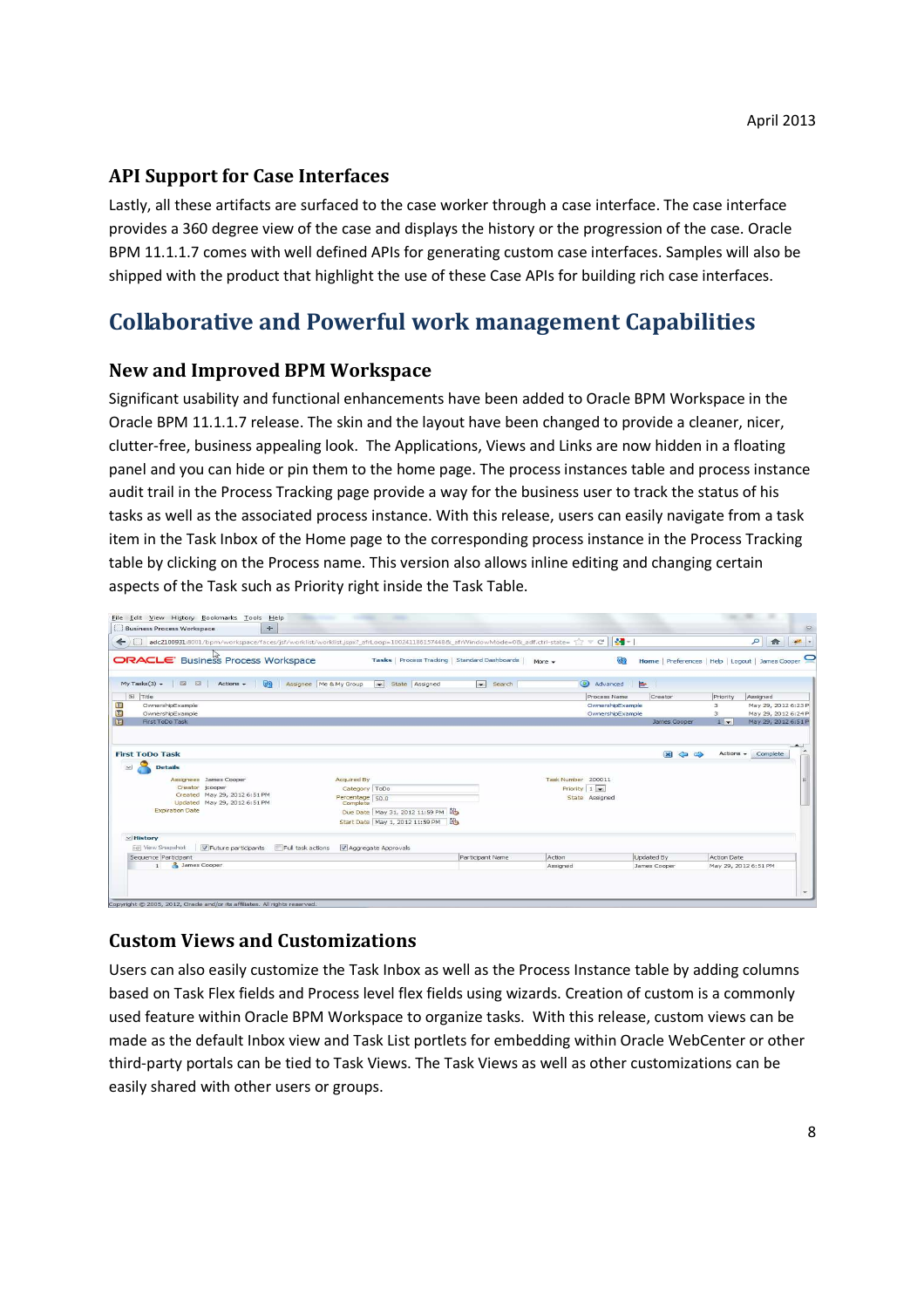## API Support for Case Interfaces

Lastly, all these artifacts are surfaced to the case worker through a case interface. The case interface provides a 360 degree view of the case and displays the history or the progression of the case. Oracle BPM 11.1.1.7 comes with well defined APIs for generating custom case interfaces. Samples will also be shipped with the product that highlight the use of these Case APIs for building rich case interfaces.

# Collaborative and Powerful work management Capabilities

## New and Improved BPM Workspace

Significant usability and functional enhancements have been added to Oracle BPM Workspace in the Oracle BPM 11.1.1.7 release. The skin and the layout have been changed to provide a cleaner, nicer, clutter-free, business appealing look. The Applications, Views and Links are now hidden in a floating panel and you can hide or pin them to the home page. The process instances table and process instance audit trail in the Process Tracking page provide a way for the business user to track the status of his tasks as well as the associated process instance. With this release, users can easily navigate from a task item in the Task Inbox of the Home page to the corresponding process instance in the Process Tracking table by clicking on the Process name. This version also allows inline editing and changing certain aspects of the Task such as Priority right inside the Task Table.

## Custom Views and Customizations

Users can also easily customize the Task Inbox as well as the Process Instance table by adding columns based on Task Flex fields and Process level flex fields using wizards. Creation of custom is a commonly used feature within Oracle BPM Workspace to organize tasks. With this release, custom views can be made as the default Inbox view and Task List portlets for embedding within Oracle WebCenter or other third-party portals can be tied to Task Views. The Task Views as well as other customizations can be easily shared with other users or groups.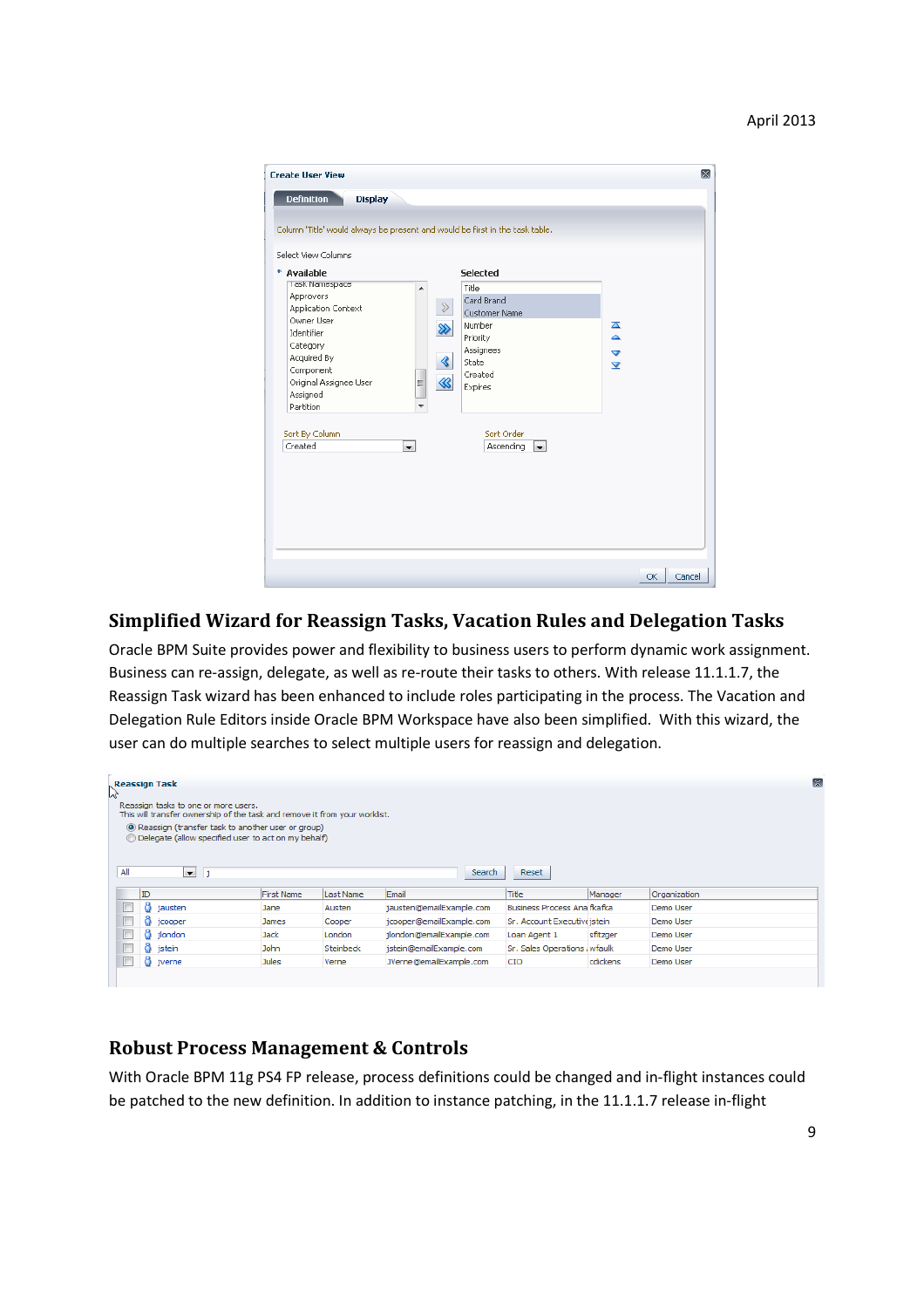## Simplified Wizard for Reassign Tasks, Vacation Rules and Delegation Tasks

Oracle BPM Suite provides power and flexibility to business users to perform dynamic work assignment. Business can re-assign, delegate, as well as re-route their tasks to others. With release 11.1.1.7, the Reassign Task wizard has been enhanced to include roles participating in the process. The Vacation and Delegation Rule Editors inside Oracle BPM Workspace have also been simplified. With this wizard, the user can do multiple searches to select multiple users for reassign and delegation.

## Robust Process Management & Controls

With Oracle BPM 11g PS4 FP release, process definitions could be changed and in-flight instances could be patched to the new definition. In addition to instance patching, in the 11.1.1.7 release in-flight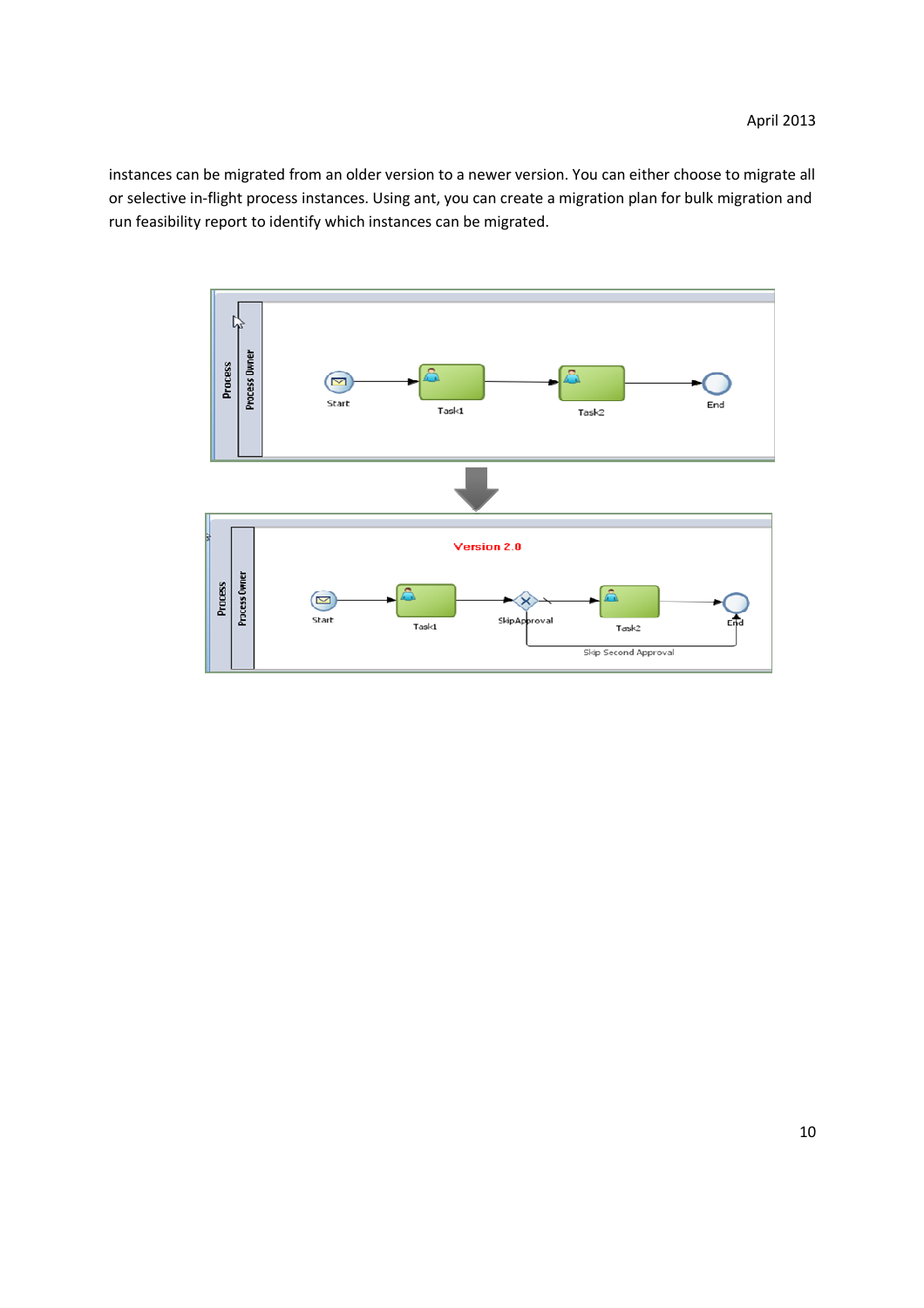instances can be migrated from an older version to a newer version. You can either choose to migrate all or selective in-flight process instances. Using ant, you can create a migration plan for bulk migration and run feasibility report to identify which instances can be migrated.

Process
Process Owner
Start
Task1
Task2
End

Version 2.0
Process
Process Owner
Start
Task1
SkipApproval
Task2
End
Skip Second Approval